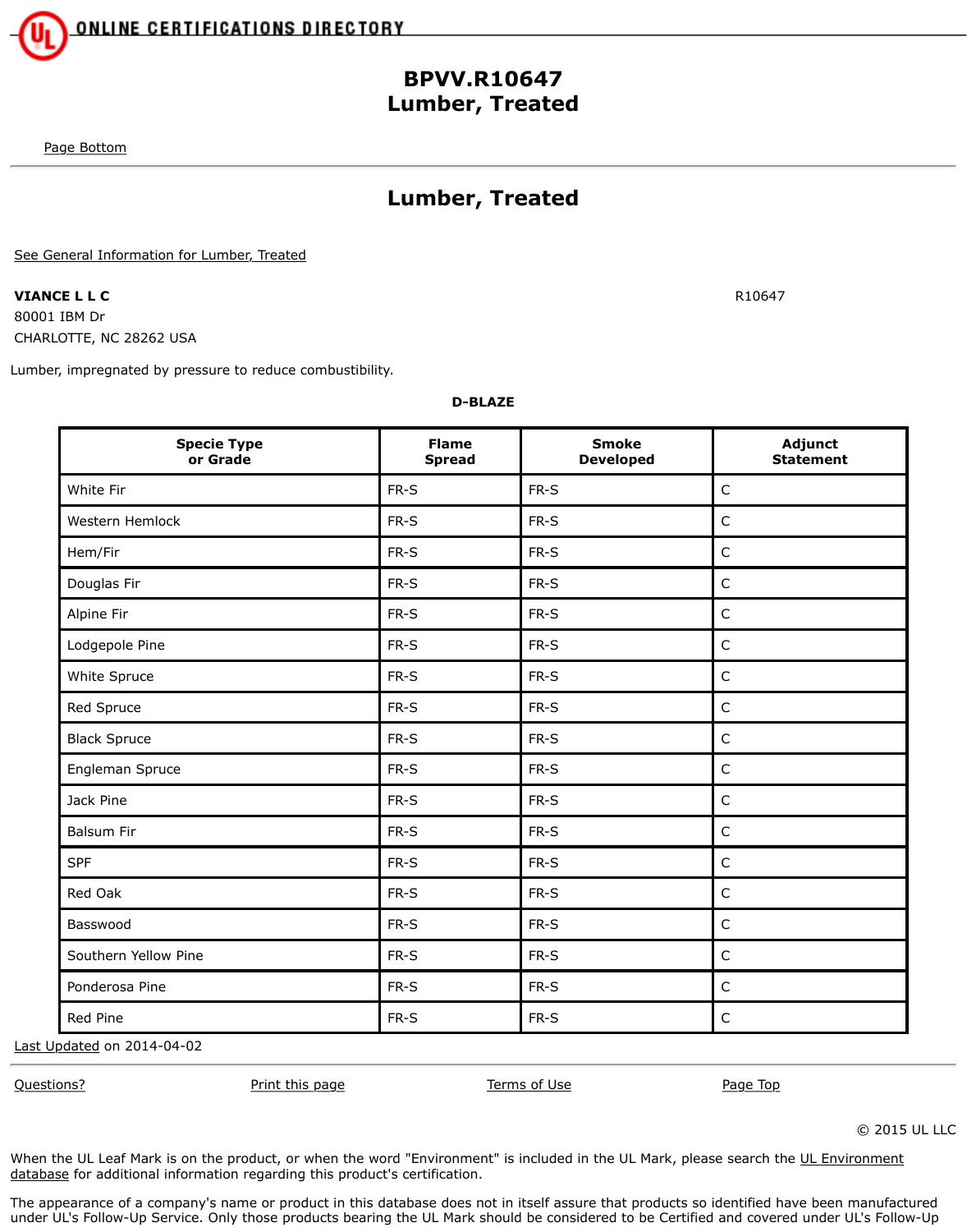# BPVV.R10647
# Lumber, Treated

Page Bottom

## Lumber, Treated

See General Information for Lumber, Treated

**VIANCE L L C** R10647
80001 IBM Dr
CHARLOTTE, NC 28262 USA

Lumber, impregnated by pressure to reduce combustibility.

**D-BLAZE**

| Specie Type or Grade | Flame Spread | Smoke Developed | Adjunct Statement |
|---|---|---|---|
| White Fir | FR-S | FR-S | C |
| Western Hemlock | FR-S | FR-S | C |
| Hem/Fir | FR-S | FR-S | C |
| Douglas Fir | FR-S | FR-S | C |
| Alpine Fir | FR-S | FR-S | C |
| Lodgepole Pine | FR-S | FR-S | C |
| White Spruce | FR-S | FR-S | C |
| Red Spruce | FR-S | FR-S | C |
| Black Spruce | FR-S | FR-S | C |
| Engleman Spruce | FR-S | FR-S | C |
| Jack Pine | FR-S | FR-S | C |
| Balsum Fir | FR-S | FR-S | C |
| SPF | FR-S | FR-S | C |
| Red Oak | FR-S | FR-S | C |
| Basswood | FR-S | FR-S | C |
| Southern Yellow Pine | FR-S | FR-S | C |
| Ponderosa Pine | FR-S | FR-S | C |
| Red Pine | FR-S | FR-S | C |

Last Updated on 2014-04-02

Questions? Print this page Terms of Use Page Top

© 2015 UL LLC

When the UL Leaf Mark is on the product, or when the word "Environment" is included in the UL Mark, please search the UL Environment database for additional information regarding this product's certification.

The appearance of a company's name or product in this database does not in itself assure that products so identified have been manufactured under UL's Follow-Up Service. Only those products bearing the UL Mark should be considered to be Certified and covered under UL's Follow-Up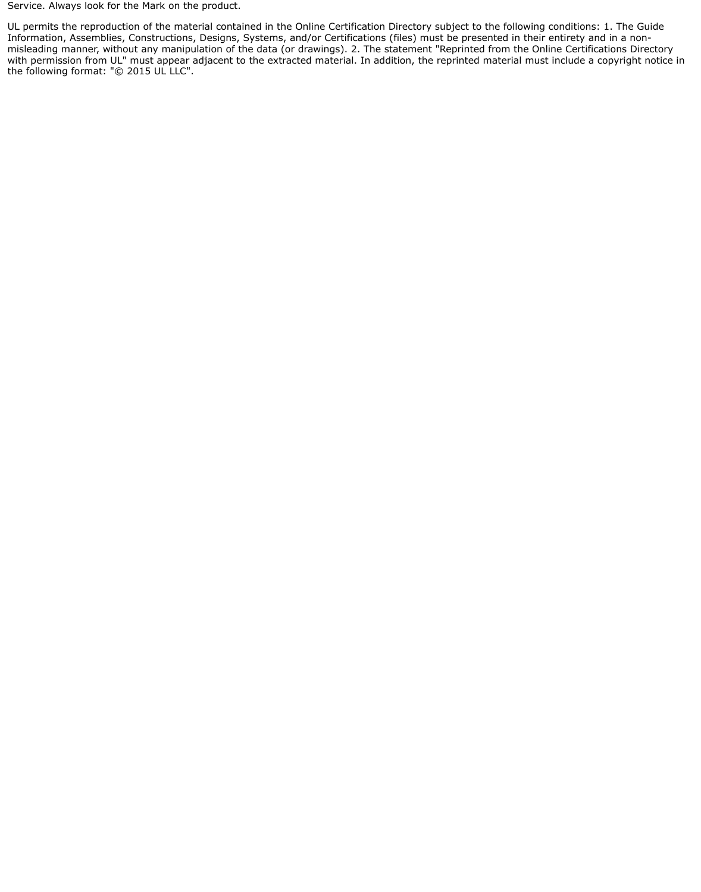Service. Always look for the Mark on the product.

UL permits the reproduction of the material contained in the Online Certification Directory subject to the following conditions: 1. The Guide Information, Assemblies, Constructions, Designs, Systems, and/or Certifications (files) must be presented in their entirety and in a non-misleading manner, without any manipulation of the data (or drawings). 2. The statement "Reprinted from the Online Certifications Directory with permission from UL" must appear adjacent to the extracted material. In addition, the reprinted material must include a copyright notice in the following format: "© 2015 UL LLC".